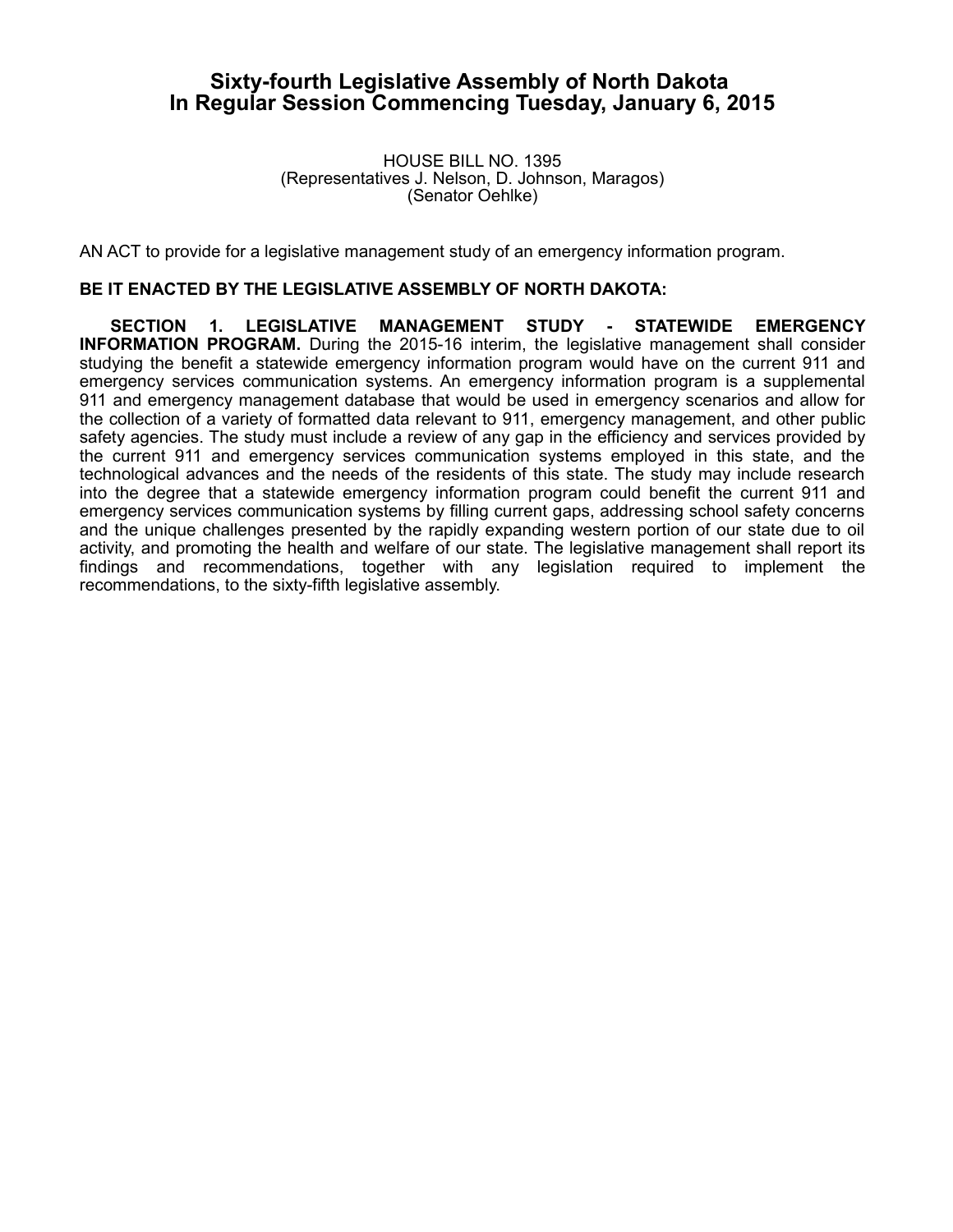# Sixty-fourth Legislative Assembly of North Dakota
# In Regular Session Commencing Tuesday, January 6, 2015

HOUSE BILL NO. 1395
(Representatives J. Nelson, D. Johnson, Maragos)
(Senator Oehlke)

AN ACT to provide for a legislative management study of an emergency information program.

**BE IT ENACTED BY THE LEGISLATIVE ASSEMBLY OF NORTH DAKOTA:**

**SECTION 1. LEGISLATIVE MANAGEMENT STUDY - STATEWIDE EMERGENCY INFORMATION PROGRAM.** During the 2015-16 interim, the legislative management shall consider studying the benefit a statewide emergency information program would have on the current 911 and emergency services communication systems. An emergency information program is a supplemental 911 and emergency management database that would be used in emergency scenarios and allow for the collection of a variety of formatted data relevant to 911, emergency management, and other public safety agencies. The study must include a review of any gap in the efficiency and services provided by the current 911 and emergency services communication systems employed in this state, and the technological advances and the needs of the residents of this state. The study may include research into the degree that a statewide emergency information program could benefit the current 911 and emergency services communication systems by filling current gaps, addressing school safety concerns and the unique challenges presented by the rapidly expanding western portion of our state due to oil activity, and promoting the health and welfare of our state. The legislative management shall report its findings and recommendations, together with any legislation required to implement the recommendations, to the sixty-fifth legislative assembly.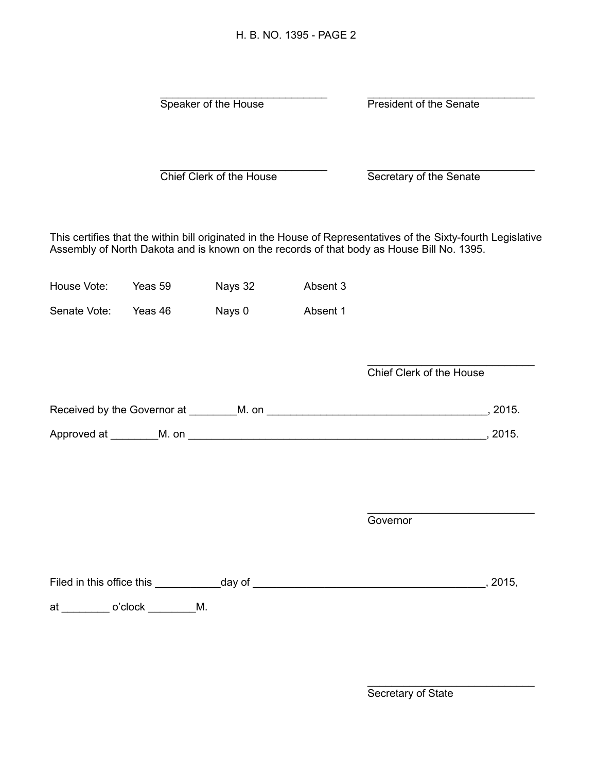\_\_\_\_\_\_\_\_\_\_\_\_\_\_\_\_\_\_\_\_\_\_\_\_\_\_\_\_
Speaker of the House

\_\_\_\_\_\_\_\_\_\_\_\_\_\_\_\_\_\_\_\_\_\_\_\_\_\_\_\_
President of the Senate

\_\_\_\_\_\_\_\_\_\_\_\_\_\_\_\_\_\_\_\_\_\_\_\_\_\_\_\_
Chief Clerk of the House

\_\_\_\_\_\_\_\_\_\_\_\_\_\_\_\_\_\_\_\_\_\_\_\_\_\_\_\_
Secretary of the Senate

This certifies that the within bill originated in the House of Representatives of the Sixty-fourth Legislative Assembly of North Dakota and is known on the records of that body as House Bill No. 1395.

| | | | |
|---|---|---|---|
| House Vote: | Yeas 59 | Nays 32 | Absent 3 |
| Senate Vote: | Yeas 46 | Nays 0 | Absent 1 |

\_\_\_\_\_\_\_\_\_\_\_\_\_\_\_\_\_\_\_\_\_\_\_\_\_\_\_\_
Chief Clerk of the House

Received by the Governor at \_\_\_\_\_\_\_\_M. on \_\_\_\_\_\_\_\_\_\_\_\_\_\_\_\_\_\_\_\_\_\_\_\_\_\_\_\_\_\_\_\_\_\_\_\_\_\_, 2015.

Approved at \_\_\_\_\_\_\_\_M. on \_\_\_\_\_\_\_\_\_\_\_\_\_\_\_\_\_\_\_\_\_\_\_\_\_\_\_\_\_\_\_\_\_\_\_\_\_\_\_\_\_\_\_\_\_\_\_\_\_\_\_\_, 2015.

\_\_\_\_\_\_\_\_\_\_\_\_\_\_\_\_\_\_\_\_\_\_\_\_\_\_\_\_
Governor

Filed in this office this \_\_\_\_\_\_\_\_\_\_\_day of \_\_\_\_\_\_\_\_\_\_\_\_\_\_\_\_\_\_\_\_\_\_\_\_\_\_\_\_\_\_\_\_\_\_\_\_\_\_\_\_, 2015,

at \_\_\_\_\_\_\_\_ o'clock \_\_\_\_\_\_\_\_M.

\_\_\_\_\_\_\_\_\_\_\_\_\_\_\_\_\_\_\_\_\_\_\_\_\_\_\_\_
Secretary of State